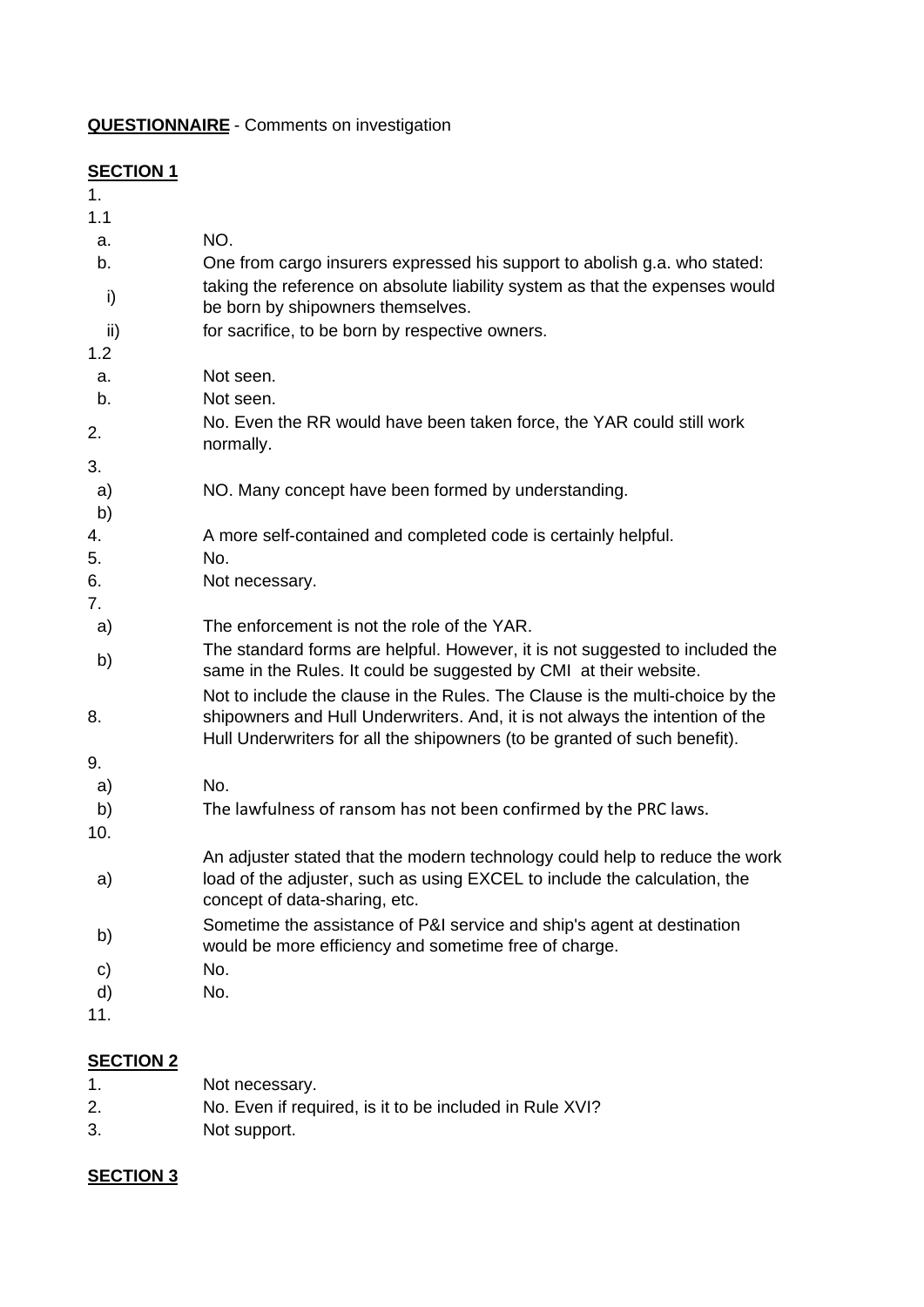**QUESTIONNAIRE** - Comments on investigation

**SECTION 1**

| | |
|---|---|
| 1. | |
| 1.1 | |
| a. | NO. |
| b. | One from cargo insurers expressed his support to abolish g.a. who stated: |
| i) | taking the reference on absolute liability system as that the expenses would be born by shipowners themselves. |
| ii) | for sacrifice, to be born by respective owners. |
| 1.2 | |
| a. | Not seen. |
| b. | Not seen. |
| 2. | No. Even the RR would have been taken force, the YAR could still work normally. |
| 3. | |
| a) | NO. Many concept have been formed by understanding. |
| b) | |
| 4. | A more self-contained and completed code is certainly helpful. |
| 5. | No. |
| 6. | Not necessary. |
| 7. | |
| a) | The enforcement is not the role of the YAR. |
| b) | The standard forms are helpful. However, it is not suggested to included the same in the Rules. It could be suggested by CMI at their website. |
| 8. | Not to include the clause in the Rules. The Clause is the multi-choice by the shipowners and Hull Underwriters. And, it is not always the intention of the Hull Underwriters for all the shipowners (to be granted of such benefit). |
| 9. | |
| a) | No. |
| b) | The lawfulness of ransom has not been confirmed by the PRC laws. |
| 10. | |
| a) | An adjuster stated that the modern technology could help to reduce the work load of the adjuster, such as using EXCEL to include the calculation, the concept of data-sharing, etc. |
| b) | Sometime the assistance of P&I service and ship's agent at destination would be more efficiency and sometime free of charge. |
| c) | No. |
| d) | No. |
| 11. | |

**SECTION 2**

| | |
|---|---|
| 1. | Not necessary. |
| 2. | No. Even if required, is it to be included in Rule XVI? |
| 3. | Not support. |

**SECTION 3**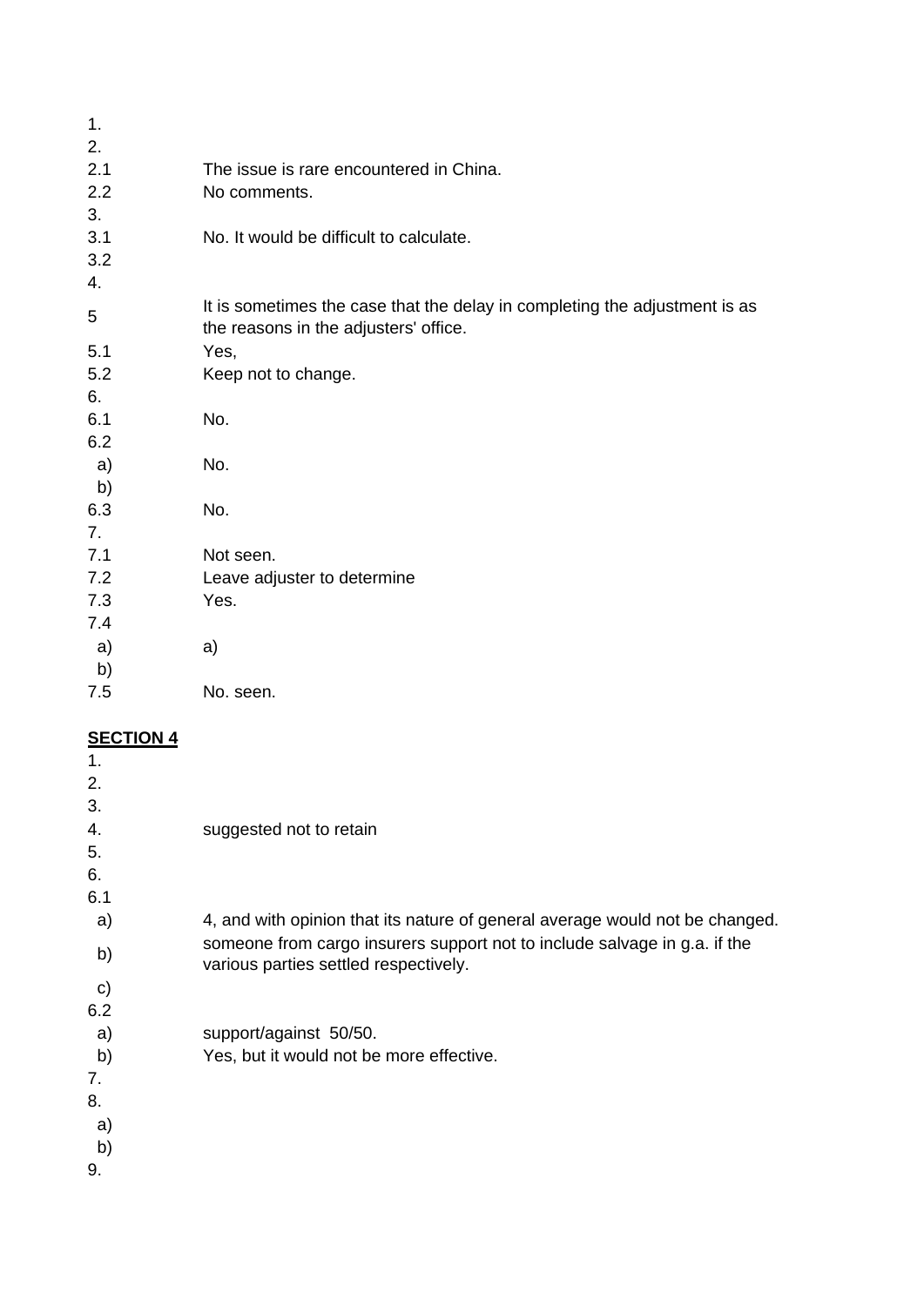| | |
|---|---|
| 1. | |
| 2. | |
| 2.1 | The issue is rare encountered in China. |
| 2.2 | No comments. |
| 3. | |
| 3.1 | No. It would be difficult to calculate. |
| 3.2 | |
| 4. | |
| 5 | It is sometimes the case that the delay in completing the adjustment is as the reasons in the adjusters' office. |
| 5.1 | Yes, |
| 5.2 | Keep not to change. |
| 6. | |
| 6.1 | No. |
| 6.2 | |
| a) | No. |
| b) | |
| 6.3 | No. |
| 7. | |
| 7.1 | Not seen. |
| 7.2 | Leave adjuster to determine |
| 7.3 | Yes. |
| 7.4 | |
| a) | a) |
| b) | |
| 7.5 | No. seen. |

**SECTION 4**

| | |
|---|---|
| 1. | |
| 2. | |
| 3. | |
| 4. | suggested not to retain |
| 5. | |
| 6. | |
| 6.1 | |
| a) | 4, and with opinion that its nature of general average would not be changed. |
| b) | someone from cargo insurers support not to include salvage in g.a. if the various parties settled respectively. |
| c) | |
| 6.2 | |
| a) | support/against 50/50. |
| b) | Yes, but it would not be more effective. |
| 7. | |
| 8. | |
| a) | |
| b) | |
| 9. | |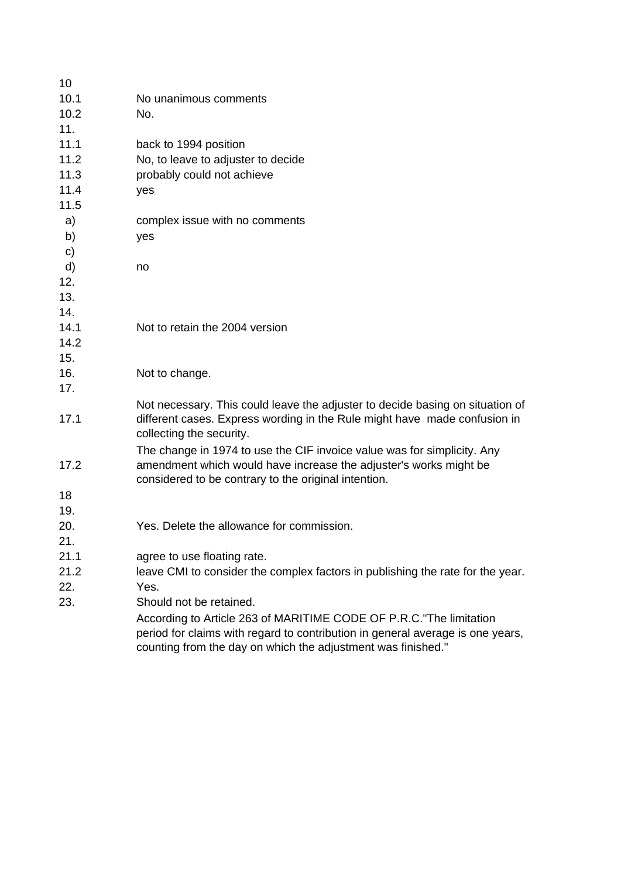| | |
|---|---|
| 10 | |
| 10.1 | No unanimous comments |
| 10.2 | No. |
| 11. | |
| 11.1 | back to 1994 position |
| 11.2 | No, to leave to adjuster to decide |
| 11.3 | probably could not achieve |
| 11.4 | yes |
| 11.5 | |
| a) | complex issue with no comments |
| b) | yes |
| c) | |
| d) | no |
| 12. | |
| 13. | |
| 14. | |
| 14.1 | Not to retain the 2004 version |
| 14.2 | |
| 15. | |
| 16. | Not to change. |
| 17. | |
| 17.1 | Not necessary. This could leave the adjuster to decide basing on situation of different cases. Express wording in the Rule might have made confusion in collecting the security. |
| 17.2 | The change in 1974 to use the CIF invoice value was for simplicity. Any amendment which would have increase the adjuster's works might be considered to be contrary to the original intention. |
| 18 | |
| 19. | |
| 20. | Yes. Delete the allowance for commission. |
| 21. | |
| 21.1 | agree to use floating rate. |
| 21.2 | leave CMI to consider the complex factors in publishing the rate for the year. |
| 22. | Yes. |
| 23. | Should not be retained. |
| | According to Article 263 of MARITIME CODE OF P.R.C."The limitation period for claims with regard to contribution in general average is one years, counting from the day on which the adjustment was finished." |